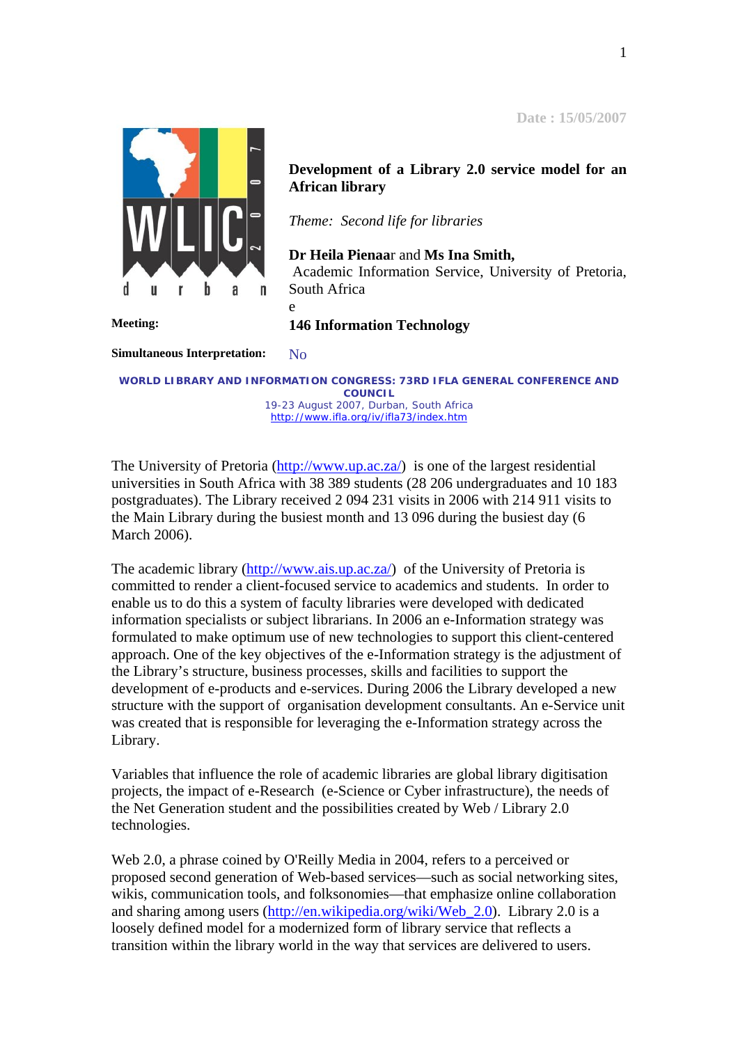Date : 15/05/2007

# Development of a Library 2.0 service model for an African library

*Theme: Second life for libraries*

**Dr Heila Pienaar** and **Ms Ina Smith,**
Academic Information Service, University of Pretoria, South Africa
e

**Meeting:** **146 Information Technology**

**Simultaneous Interpretation:** No

**WORLD LIBRARY AND INFORMATION CONGRESS: 73RD IFLA GENERAL CONFERENCE AND COUNCIL**
19-23 August 2007, Durban, South Africa
http://www.ifla.org/iv/ifla73/index.htm

The University of Pretoria (http://www.up.ac.za/) is one of the largest residential universities in South Africa with 38 389 students (28 206 undergraduates and 10 183 postgraduates). The Library received 2 094 231 visits in 2006 with 214 911 visits to the Main Library during the busiest month and 13 096 during the busiest day (6 March 2006).

The academic library (http://www.ais.up.ac.za/) of the University of Pretoria is committed to render a client-focused service to academics and students. In order to enable us to do this a system of faculty libraries were developed with dedicated information specialists or subject librarians. In 2006 an e-Information strategy was formulated to make optimum use of new technologies to support this client-centered approach. One of the key objectives of the e-Information strategy is the adjustment of the Library's structure, business processes, skills and facilities to support the development of e-products and e-services. During 2006 the Library developed a new structure with the support of organisation development consultants. An e-Service unit was created that is responsible for leveraging the e-Information strategy across the Library.

Variables that influence the role of academic libraries are global library digitisation projects, the impact of e-Research (e-Science or Cyber infrastructure), the needs of the Net Generation student and the possibilities created by Web / Library 2.0 technologies.

Web 2.0, a phrase coined by O'Reilly Media in 2004, refers to a perceived or proposed second generation of Web-based services—such as social networking sites, wikis, communication tools, and folksonomies—that emphasize online collaboration and sharing among users (http://en.wikipedia.org/wiki/Web_2.0). Library 2.0 is a loosely defined model for a modernized form of library service that reflects a transition within the library world in the way that services are delivered to users.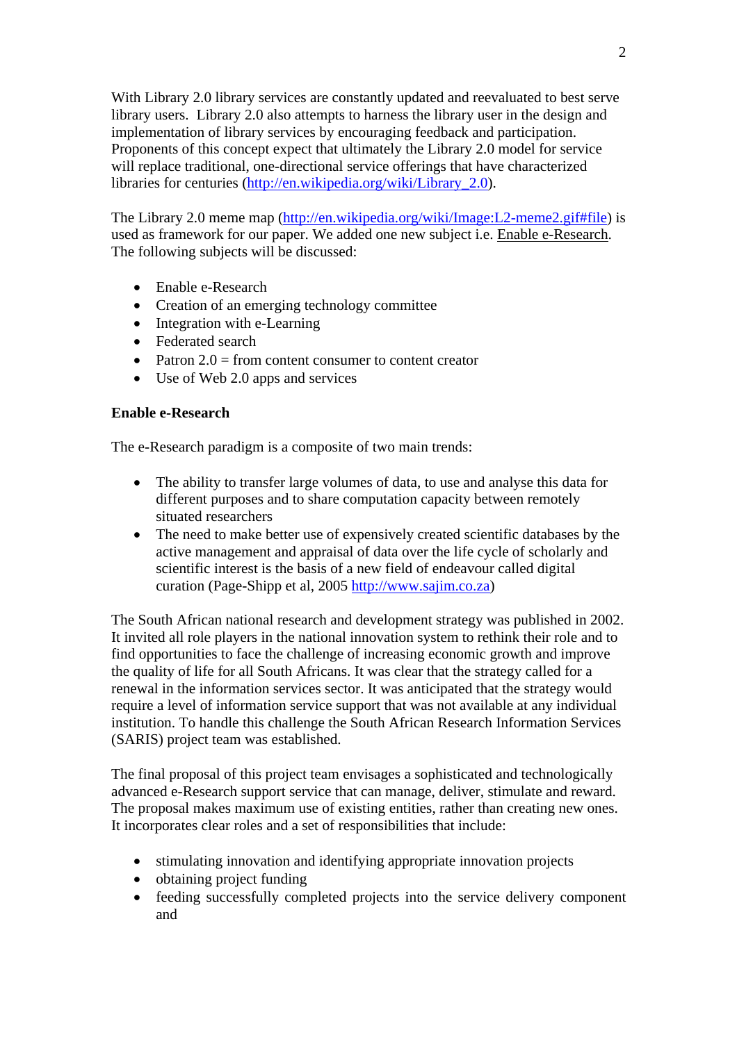With Library 2.0 library services are constantly updated and reevaluated to best serve library users. Library 2.0 also attempts to harness the library user in the design and implementation of library services by encouraging feedback and participation. Proponents of this concept expect that ultimately the Library 2.0 model for service will replace traditional, one-directional service offerings that have characterized libraries for centuries (http://en.wikipedia.org/wiki/Library_2.0).

The Library 2.0 meme map (http://en.wikipedia.org/wiki/Image:L2-meme2.gif#file) is used as framework for our paper. We added one new subject i.e. Enable e-Research. The following subjects will be discussed:

- Enable e-Research
- Creation of an emerging technology committee
- Integration with e-Learning
- Federated search
- Patron 2.0 = from content consumer to content creator
- Use of Web 2.0 apps and services

**Enable e-Research**

The e-Research paradigm is a composite of two main trends:

- The ability to transfer large volumes of data, to use and analyse this data for different purposes and to share computation capacity between remotely situated researchers
- The need to make better use of expensively created scientific databases by the active management and appraisal of data over the life cycle of scholarly and scientific interest is the basis of a new field of endeavour called digital curation (Page-Shipp et al, 2005 http://www.sajim.co.za)

The South African national research and development strategy was published in 2002. It invited all role players in the national innovation system to rethink their role and to find opportunities to face the challenge of increasing economic growth and improve the quality of life for all South Africans. It was clear that the strategy called for a renewal in the information services sector. It was anticipated that the strategy would require a level of information service support that was not available at any individual institution. To handle this challenge the South African Research Information Services (SARIS) project team was established.

The final proposal of this project team envisages a sophisticated and technologically advanced e-Research support service that can manage, deliver, stimulate and reward. The proposal makes maximum use of existing entities, rather than creating new ones. It incorporates clear roles and a set of responsibilities that include:

- stimulating innovation and identifying appropriate innovation projects
- obtaining project funding
- feeding successfully completed projects into the service delivery component and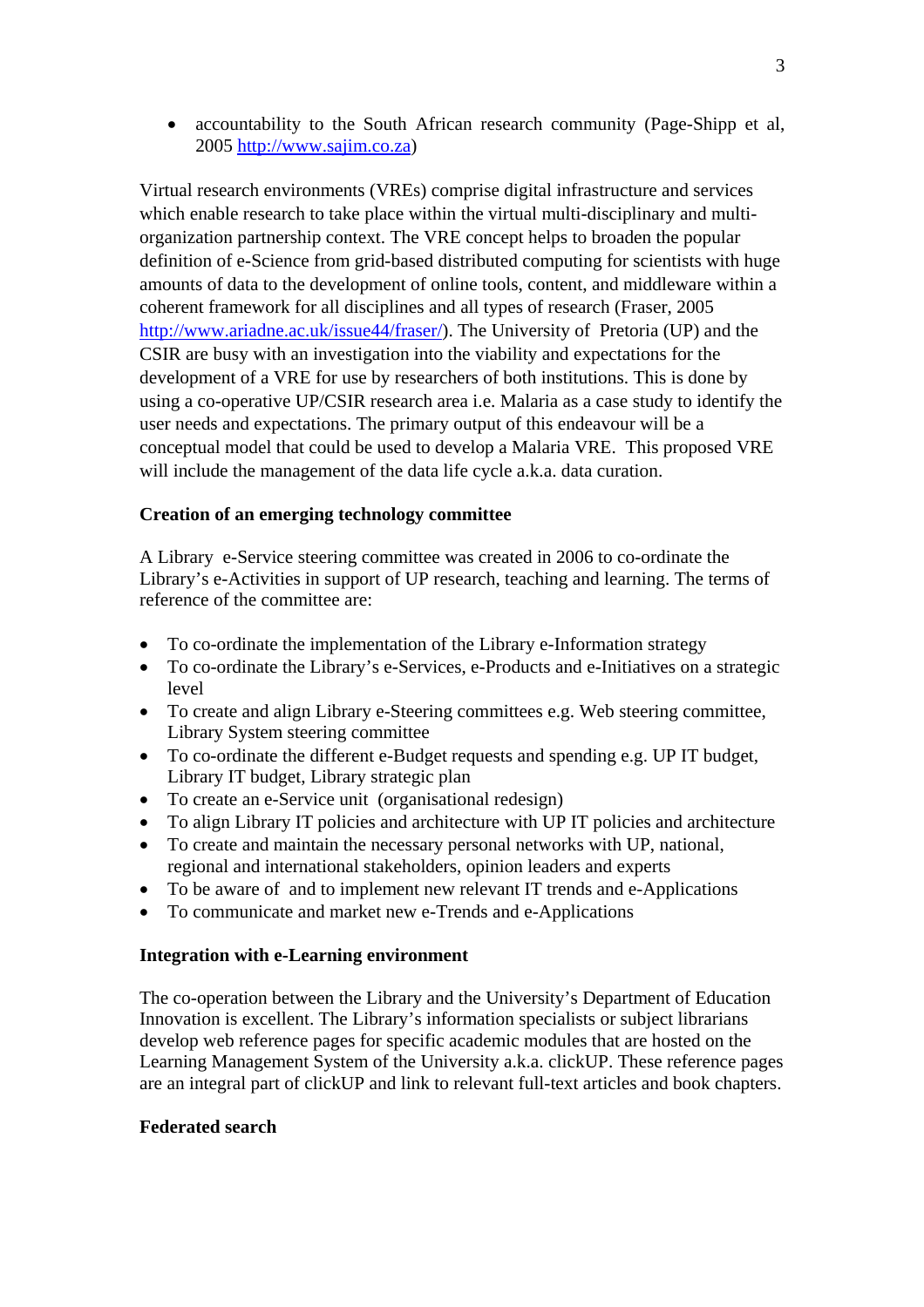- accountability to the South African research community (Page-Shipp et al, 2005 http://www.sajim.co.za)

Virtual research environments (VREs) comprise digital infrastructure and services which enable research to take place within the virtual multi-disciplinary and multi-organization partnership context. The VRE concept helps to broaden the popular definition of e-Science from grid-based distributed computing for scientists with huge amounts of data to the development of online tools, content, and middleware within a coherent framework for all disciplines and all types of research (Fraser, 2005 http://www.ariadne.ac.uk/issue44/fraser/). The University of Pretoria (UP) and the CSIR are busy with an investigation into the viability and expectations for the development of a VRE for use by researchers of both institutions. This is done by using a co-operative UP/CSIR research area i.e. Malaria as a case study to identify the user needs and expectations. The primary output of this endeavour will be a conceptual model that could be used to develop a Malaria VRE. This proposed VRE will include the management of the data life cycle a.k.a. data curation.

**Creation of an emerging technology committee**

A Library e-Service steering committee was created in 2006 to co-ordinate the Library's e-Activities in support of UP research, teaching and learning. The terms of reference of the committee are:

- To co-ordinate the implementation of the Library e-Information strategy
- To co-ordinate the Library's e-Services, e-Products and e-Initiatives on a strategic level
- To create and align Library e-Steering committees e.g. Web steering committee, Library System steering committee
- To co-ordinate the different e-Budget requests and spending e.g. UP IT budget, Library IT budget, Library strategic plan
- To create an e-Service unit (organisational redesign)
- To align Library IT policies and architecture with UP IT policies and architecture
- To create and maintain the necessary personal networks with UP, national, regional and international stakeholders, opinion leaders and experts
- To be aware of and to implement new relevant IT trends and e-Applications
- To communicate and market new e-Trends and e-Applications

**Integration with e-Learning environment**

The co-operation between the Library and the University's Department of Education Innovation is excellent. The Library's information specialists or subject librarians develop web reference pages for specific academic modules that are hosted on the Learning Management System of the University a.k.a. clickUP. These reference pages are an integral part of clickUP and link to relevant full-text articles and book chapters.

**Federated search**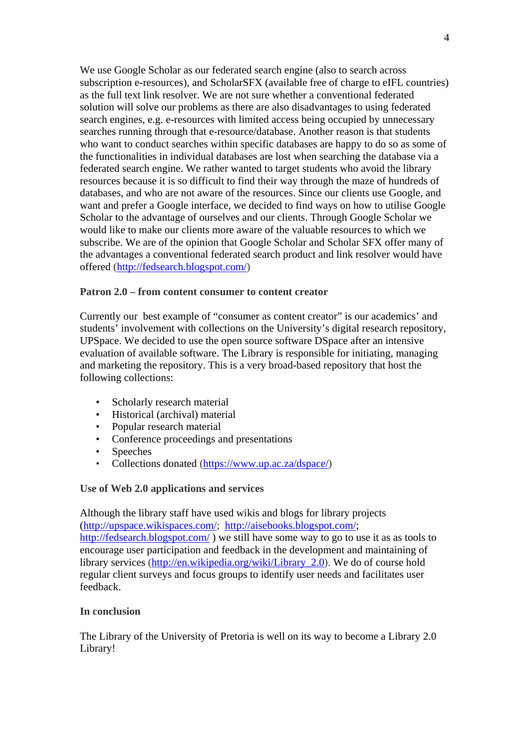We use Google Scholar as our federated search engine (also to search across subscription e-resources), and ScholarSFX (available free of charge to eIFL countries) as the full text link resolver. We are not sure whether a conventional federated solution will solve our problems as there are also disadvantages to using federated search engines, e.g. e-resources with limited access being occupied by unnecessary searches running through that e-resource/database. Another reason is that students who want to conduct searches within specific databases are happy to do so as some of the functionalities in individual databases are lost when searching the database via a federated search engine. We rather wanted to target students who avoid the library resources because it is so difficult to find their way through the maze of hundreds of databases, and who are not aware of the resources. Since our clients use Google, and want and prefer a Google interface, we decided to find ways on how to utilise Google Scholar to the advantage of ourselves and our clients. Through Google Scholar we would like to make our clients more aware of the valuable resources to which we subscribe. We are of the opinion that Google Scholar and Scholar SFX offer many of the advantages a conventional federated search product and link resolver would have offered (http://fedsearch.blogspot.com/)

**Patron 2.0 – from content consumer to content creator**

Currently our best example of "consumer as content creator" is our academics' and students' involvement with collections on the University's digital research repository, UPSpace. We decided to use the open source software DSpace after an intensive evaluation of available software. The Library is responsible for initiating, managing and marketing the repository. This is a very broad-based repository that host the following collections:

- Scholarly research material
- Historical (archival) material
- Popular research material
- Conference proceedings and presentations
- Speeches
- Collections donated (https://www.up.ac.za/dspace/)

**Use of Web 2.0 applications and services**

Although the library staff have used wikis and blogs for library projects (http://upspace.wikispaces.com/; http://aisebooks.blogspot.com/; http://fedsearch.blogspot.com/ ) we still have some way to go to use it as as tools to encourage user participation and feedback in the development and maintaining of library services (http://en.wikipedia.org/wiki/Library_2.0). We do of course hold regular client surveys and focus groups to identify user needs and facilitates user feedback.

**In conclusion**

The Library of the University of Pretoria is well on its way to become a Library 2.0 Library!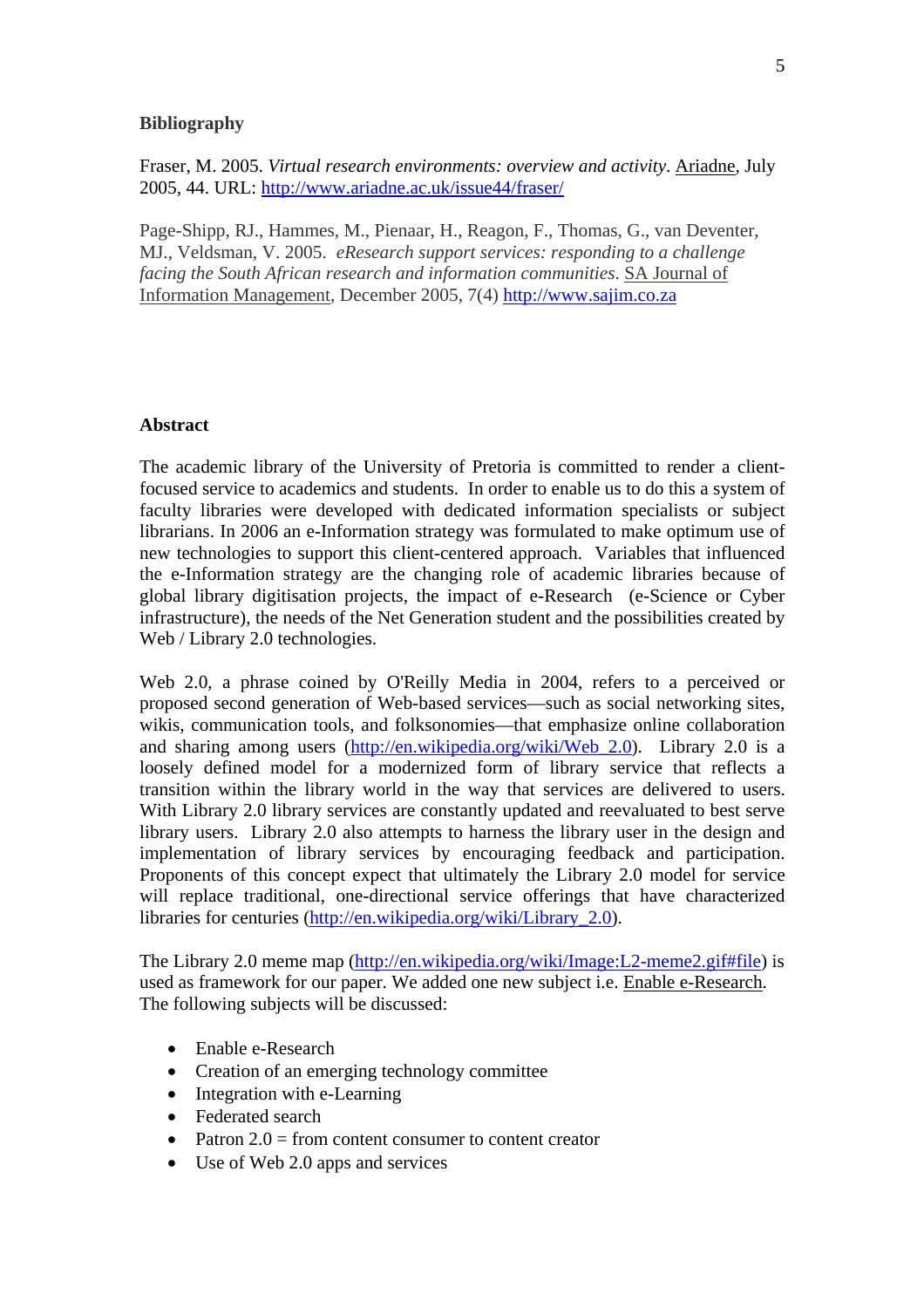**Bibliography**

Fraser, M. 2005. *Virtual research environments: overview and activity*. Ariadne, July 2005, 44. URL: http://www.ariadne.ac.uk/issue44/fraser/

Page-Shipp, RJ., Hammes, M., Pienaar, H., Reagon, F., Thomas, G., van Deventer, MJ., Veldsman, V. 2005. *eResearch support services: responding to a challenge facing the South African research and information communities*. SA Journal of Information Management, December 2005, 7(4) http://www.sajim.co.za

**Abstract**

The academic library of the University of Pretoria is committed to render a client-focused service to academics and students. In order to enable us to do this a system of faculty libraries were developed with dedicated information specialists or subject librarians. In 2006 an e-Information strategy was formulated to make optimum use of new technologies to support this client-centered approach. Variables that influenced the e-Information strategy are the changing role of academic libraries because of global library digitisation projects, the impact of e-Research (e-Science or Cyber infrastructure), the needs of the Net Generation student and the possibilities created by Web / Library 2.0 technologies.

Web 2.0, a phrase coined by O'Reilly Media in 2004, refers to a perceived or proposed second generation of Web-based services—such as social networking sites, wikis, communication tools, and folksonomies—that emphasize online collaboration and sharing among users (http://en.wikipedia.org/wiki/Web_2.0). Library 2.0 is a loosely defined model for a modernized form of library service that reflects a transition within the library world in the way that services are delivered to users. With Library 2.0 library services are constantly updated and reevaluated to best serve library users. Library 2.0 also attempts to harness the library user in the design and implementation of library services by encouraging feedback and participation. Proponents of this concept expect that ultimately the Library 2.0 model for service will replace traditional, one-directional service offerings that have characterized libraries for centuries (http://en.wikipedia.org/wiki/Library_2.0).

The Library 2.0 meme map (http://en.wikipedia.org/wiki/Image:L2-meme2.gif#file) is used as framework for our paper. We added one new subject i.e. Enable e-Research. The following subjects will be discussed:

- Enable e-Research
- Creation of an emerging technology committee
- Integration with e-Learning
- Federated search
- Patron 2.0 = from content consumer to content creator
- Use of Web 2.0 apps and services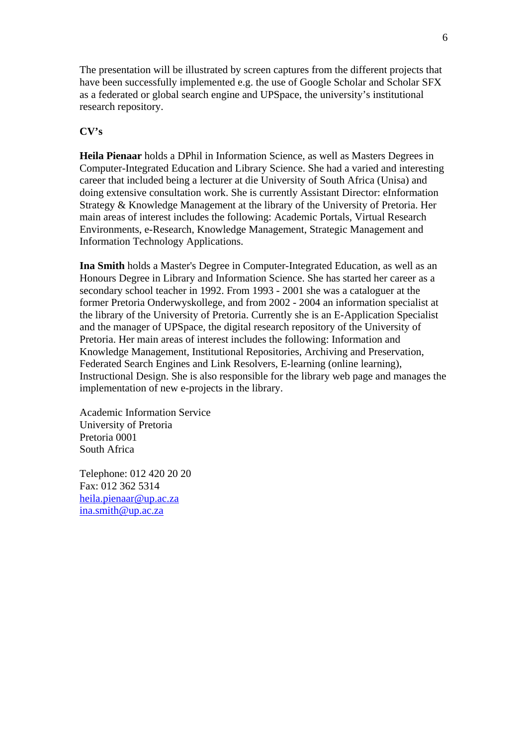The presentation will be illustrated by screen captures from the different projects that have been successfully implemented e.g. the use of Google Scholar and Scholar SFX as a federated or global search engine and UPSpace, the university's institutional research repository.

**CV's**

**Heila Pienaar** holds a DPhil in Information Science, as well as Masters Degrees in Computer-Integrated Education and Library Science. She had a varied and interesting career that included being a lecturer at die University of South Africa (Unisa) and doing extensive consultation work. She is currently Assistant Director: eInformation Strategy & Knowledge Management at the library of the University of Pretoria. Her main areas of interest includes the following: Academic Portals, Virtual Research Environments, e-Research, Knowledge Management, Strategic Management and Information Technology Applications.

**Ina Smith** holds a Master's Degree in Computer-Integrated Education, as well as an Honours Degree in Library and Information Science. She has started her career as a secondary school teacher in 1992. From 1993 - 2001 she was a cataloguer at the former Pretoria Onderwyskollege, and from 2002 - 2004 an information specialist at the library of the University of Pretoria. Currently she is an E-Application Specialist and the manager of UPSpace, the digital research repository of the University of Pretoria. Her main areas of interest includes the following: Information and Knowledge Management, Institutional Repositories, Archiving and Preservation, Federated Search Engines and Link Resolvers, E-learning (online learning), Instructional Design. She is also responsible for the library web page and manages the implementation of new e-projects in the library.

Academic Information Service
University of Pretoria
Pretoria 0001
South Africa

Telephone: 012 420 20 20
Fax: 012 362 5314
heila.pienaar@up.ac.za
ina.smith@up.ac.za